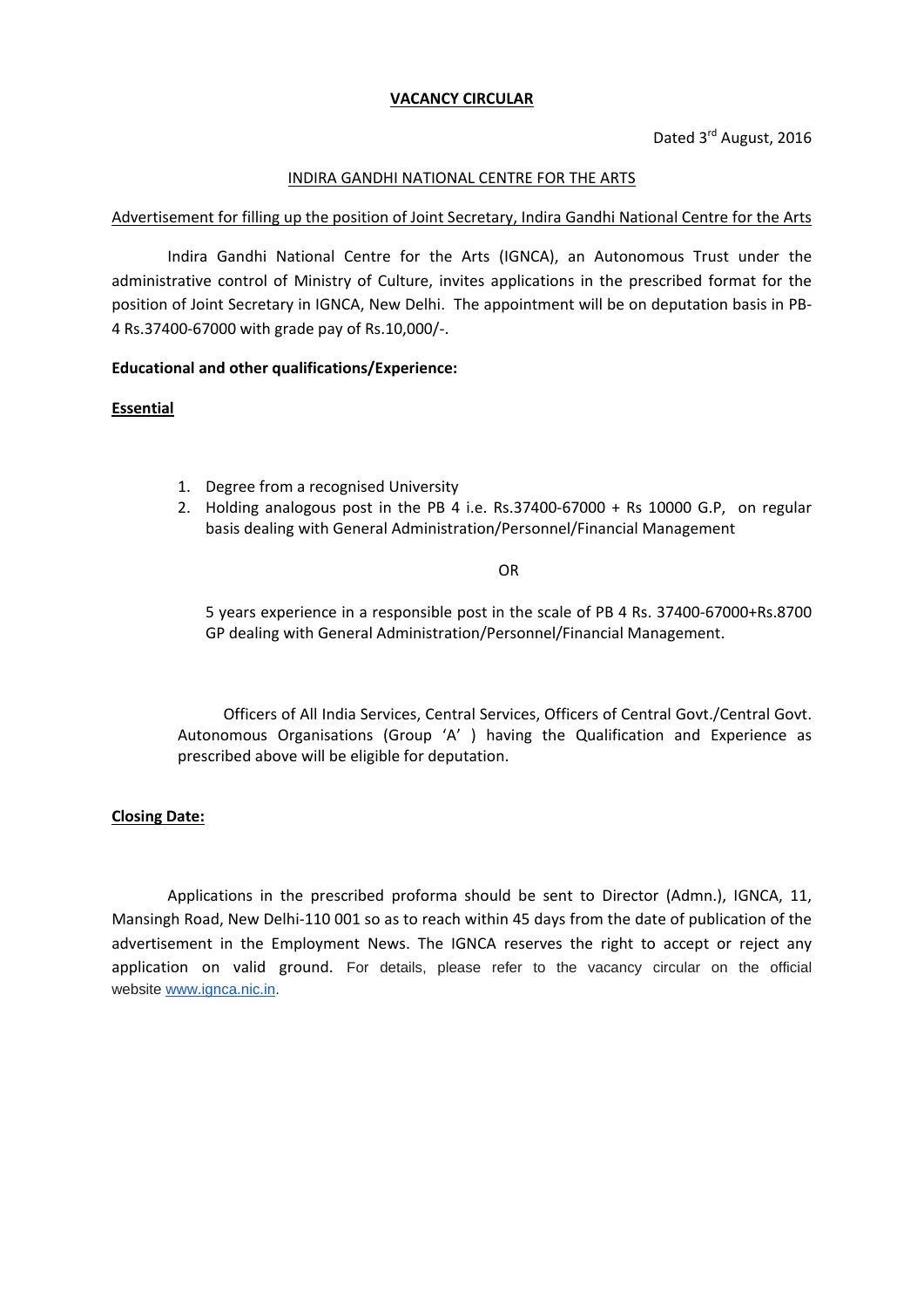**<u>VACANCY CIRCULAR</u>**

Dated 3rd August, 2016

<u>INDIRA GANDHI NATIONAL CENTRE FOR THE ARTS</u>

<u>Advertisement for filling up the position of Joint Secretary, Indira Gandhi National Centre for the Arts</u>

Indira Gandhi National Centre for the Arts (IGNCA), an Autonomous Trust under the administrative control of Ministry of Culture, invites applications in the prescribed format for the position of Joint Secretary in IGNCA, New Delhi. The appointment will be on deputation basis in PB-4 Rs.37400-67000 with grade pay of Rs.10,000/-.

**Educational and other qualifications/Experience:**

**<u>Essential</u>**

1. Degree from a recognised University
2. Holding analogous post in the PB 4 i.e. Rs.37400-67000 + Rs 10000 G.P, on regular basis dealing with General Administration/Personnel/Financial Management

   OR

   5 years experience in a responsible post in the scale of PB 4 Rs. 37400-67000+Rs.8700 GP dealing with General Administration/Personnel/Financial Management.

Officers of All India Services, Central Services, Officers of Central Govt./Central Govt. Autonomous Organisations (Group 'A' ) having the Qualification and Experience as prescribed above will be eligible for deputation.

**<u>Closing Date:</u>**

Applications in the prescribed proforma should be sent to Director (Admn.), IGNCA, 11, Mansingh Road, New Delhi-110 001 so as to reach within 45 days from the date of publication of the advertisement in the Employment News. The IGNCA reserves the right to accept or reject any application on valid ground. For details, please refer to the vacancy circular on the official website www.ignca.nic.in.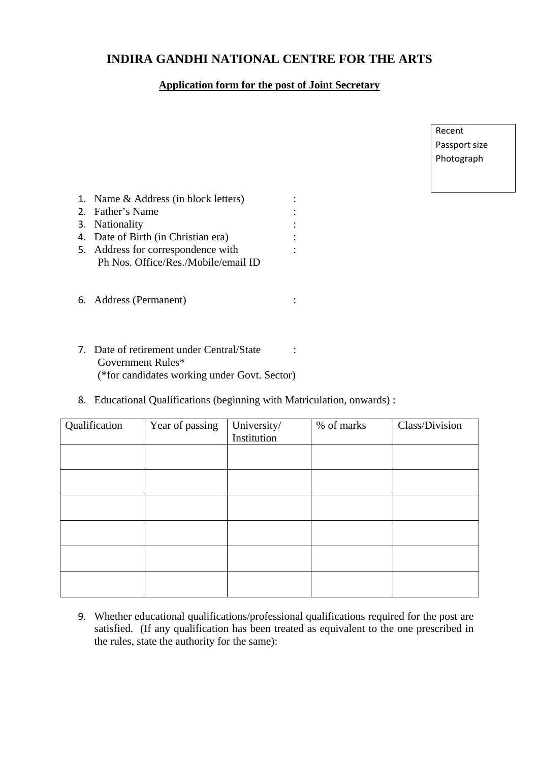# INDIRA GANDHI NATIONAL CENTRE FOR THE ARTS

## Application form for the post of Joint Secretary

Recent Passport size Photograph

1. Name & Address (in block letters) :
2. Father's Name :
3. Nationality :
4. Date of Birth (in Christian era) :
5. Address for correspondence with Ph Nos. Office/Res./Mobile/email ID :
6. Address (Permanent) :
7. Date of retirement under Central/State Government Rules* (*for candidates working under Govt. Sector) :
8. Educational Qualifications (beginning with Matriculation, onwards) :

| Qualification | Year of passing | University/ Institution | % of marks | Class/Division |
|---|---|---|---|---|
| | | | | |
| | | | | |
| | | | | |
| | | | | |
| | | | | |
| | | | | |

9. Whether educational qualifications/professional qualifications required for the post are satisfied. (If any qualification has been treated as equivalent to the one prescribed in the rules, state the authority for the same):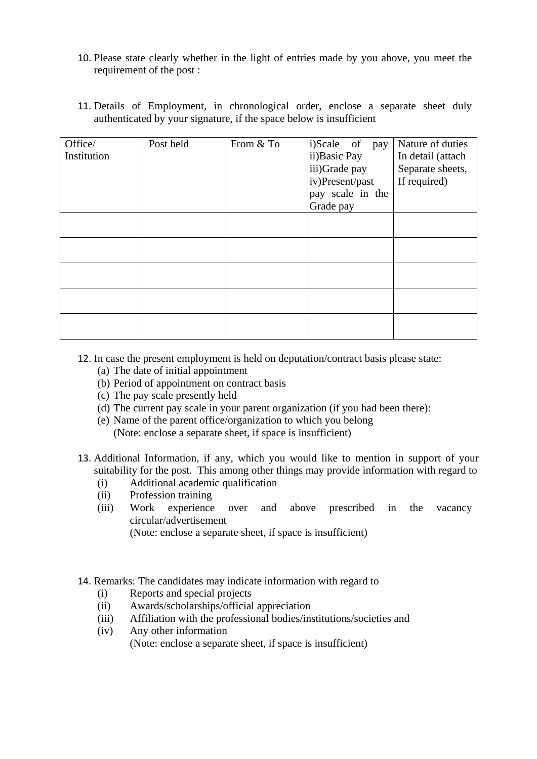10. Please state clearly whether in the light of entries made by you above, you meet the requirement of the post :

11. Details of Employment, in chronological order, enclose a separate sheet duly authenticated by your signature, if the space below is insufficient

| Office/ Institution | Post held | From & To | i)Scale of pay ii)Basic Pay iii)Grade pay iv)Present/past pay scale in the Grade pay | Nature of duties In detail (attach Separate sheets, If required) |
|---|---|---|---|---|
| | | | | |
| | | | | |
| | | | | |
| | | | | |
| | | | | |

12. In case the present employment is held on deputation/contract basis please state:
    (a) The date of initial appointment
    (b) Period of appointment on contract basis
    (c) The pay scale presently held
    (d) The current pay scale in your parent organization (if you had been there):
    (e) Name of the parent office/organization to which you belong
    (Note: enclose a separate sheet, if space is insufficient)

13. Additional Information, if any, which you would like to mention in support of your suitability for the post. This among other things may provide information with regard to
    (i) Additional academic qualification
    (ii) Profession training
    (iii) Work experience over and above prescribed in the vacancy circular/advertisement
    (Note: enclose a separate sheet, if space is insufficient)

14. Remarks: The candidates may indicate information with regard to
    (i) Reports and special projects
    (ii) Awards/scholarships/official appreciation
    (iii) Affiliation with the professional bodies/institutions/societies and
    (iv) Any other information
    (Note: enclose a separate sheet, if space is insufficient)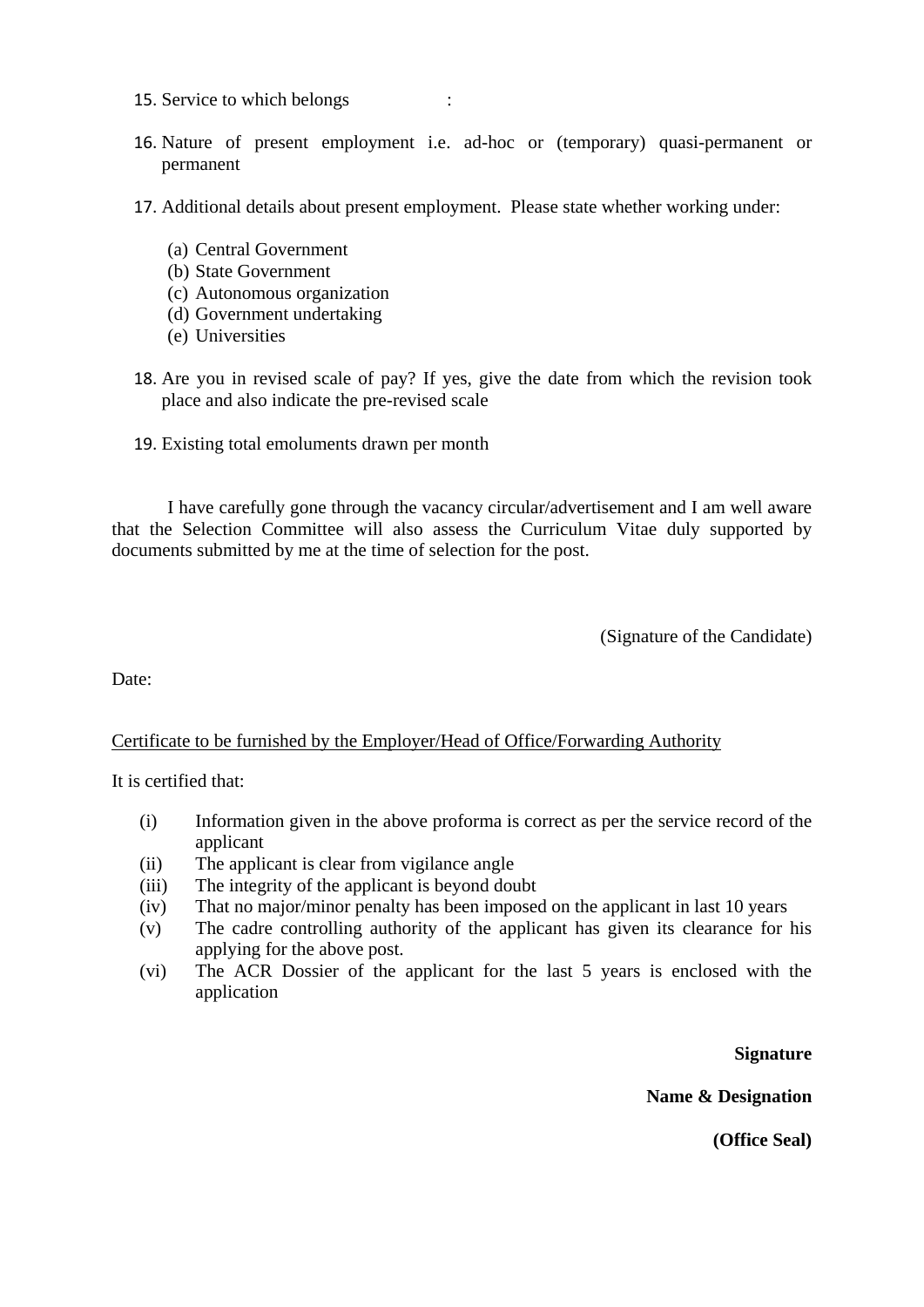15. Service to which belongs :

16. Nature of present employment i.e. ad-hoc or (temporary) quasi-permanent or permanent

17. Additional details about present employment. Please state whether working under:

    (a) Central Government
    (b) State Government
    (c) Autonomous organization
    (d) Government undertaking
    (e) Universities

18. Are you in revised scale of pay? If yes, give the date from which the revision took place and also indicate the pre-revised scale

19. Existing total emoluments drawn per month

I have carefully gone through the vacancy circular/advertisement and I am well aware that the Selection Committee will also assess the Curriculum Vitae duly supported by documents submitted by me at the time of selection for the post.

(Signature of the Candidate)

Date:

Certificate to be furnished by the Employer/Head of Office/Forwarding Authority

It is certified that:

(i) Information given in the above proforma is correct as per the service record of the applicant
(ii) The applicant is clear from vigilance angle
(iii) The integrity of the applicant is beyond doubt
(iv) That no major/minor penalty has been imposed on the applicant in last 10 years
(v) The cadre controlling authority of the applicant has given its clearance for his applying for the above post.
(vi) The ACR Dossier of the applicant for the last 5 years is enclosed with the application

**Signature**

**Name & Designation**

**(Office Seal)**